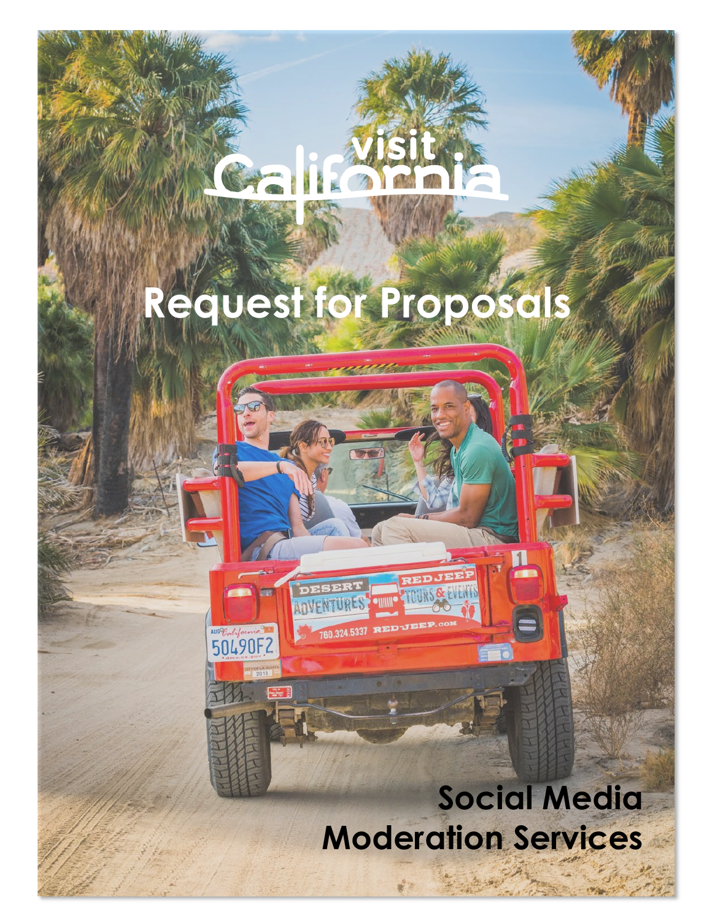visit California

# Request for Proposals

## Social Media Moderation Services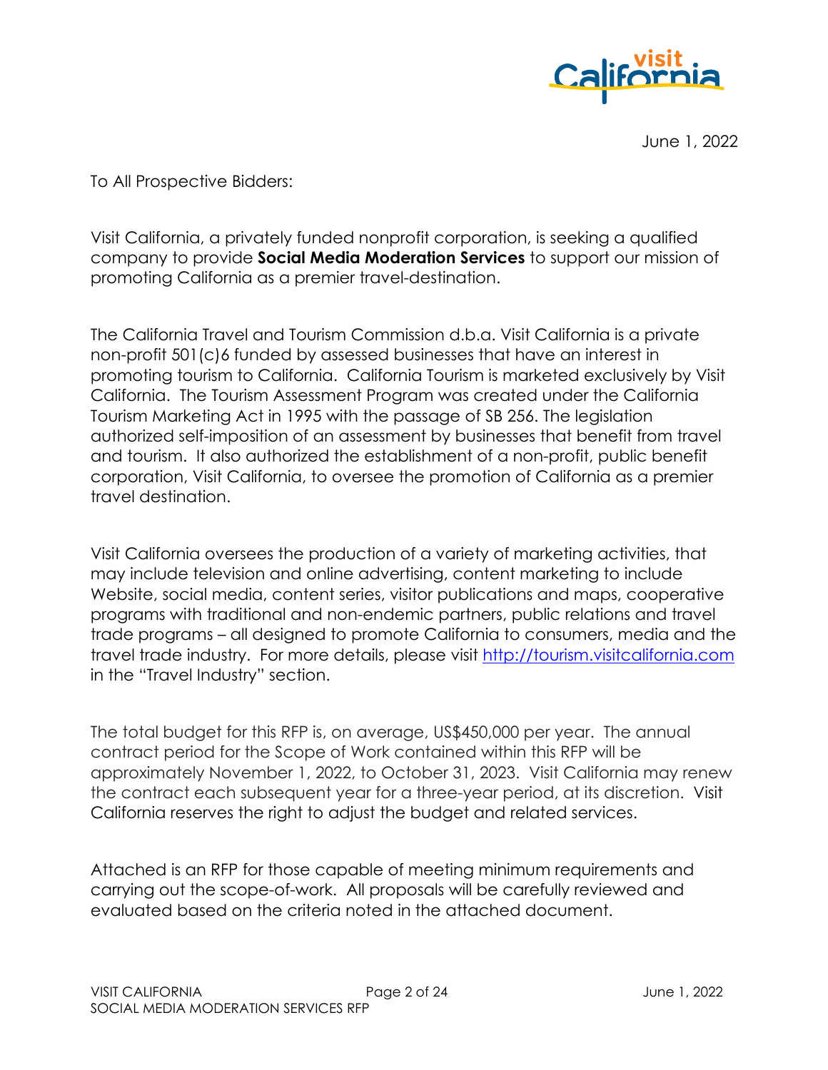June 1, 2022

To All Prospective Bidders:

Visit California, a privately funded nonprofit corporation, is seeking a qualified company to provide **Social Media Moderation Services** to support our mission of promoting California as a premier travel-destination.

The California Travel and Tourism Commission d.b.a. Visit California is a private non-profit 501(c)6 funded by assessed businesses that have an interest in promoting tourism to California. California Tourism is marketed exclusively by Visit California. The Tourism Assessment Program was created under the California Tourism Marketing Act in 1995 with the passage of SB 256. The legislation authorized self-imposition of an assessment by businesses that benefit from travel and tourism. It also authorized the establishment of a non-profit, public benefit corporation, Visit California, to oversee the promotion of California as a premier travel destination.

Visit California oversees the production of a variety of marketing activities, that may include television and online advertising, content marketing to include Website, social media, content series, visitor publications and maps, cooperative programs with traditional and non-endemic partners, public relations and travel trade programs – all designed to promote California to consumers, media and the travel trade industry. For more details, please visit [http://tourism.visitcalifornia.com](http://tourism.visitcalifornia.com) in the "Travel Industry" section.

The total budget for this RFP is, on average, US$450,000 per year. The annual contract period for the Scope of Work contained within this RFP will be approximately November 1, 2022, to October 31, 2023. Visit California may renew the contract each subsequent year for a three-year period, at its discretion. Visit California reserves the right to adjust the budget and related services.

Attached is an RFP for those capable of meeting minimum requirements and carrying out the scope-of-work. All proposals will be carefully reviewed and evaluated based on the criteria noted in the attached document.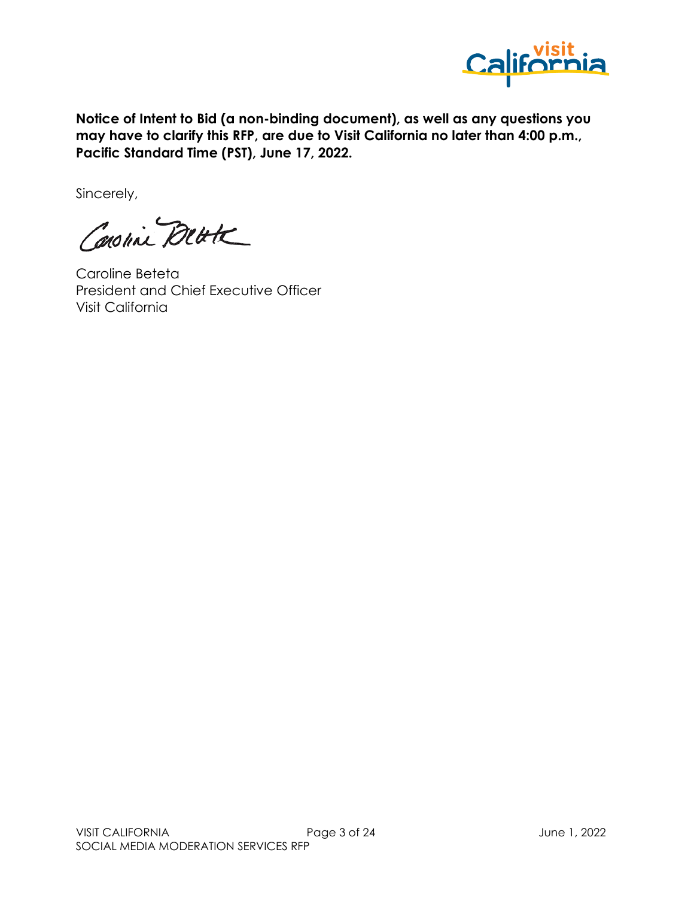**Notice of Intent to Bid (a non-binding document), as well as any questions you may have to clarify this RFP, are due to Visit California no later than 4:00 p.m., Pacific Standard Time (PST), June 17, 2022.**

Sincerely,

Caroline Beteta
President and Chief Executive Officer
Visit California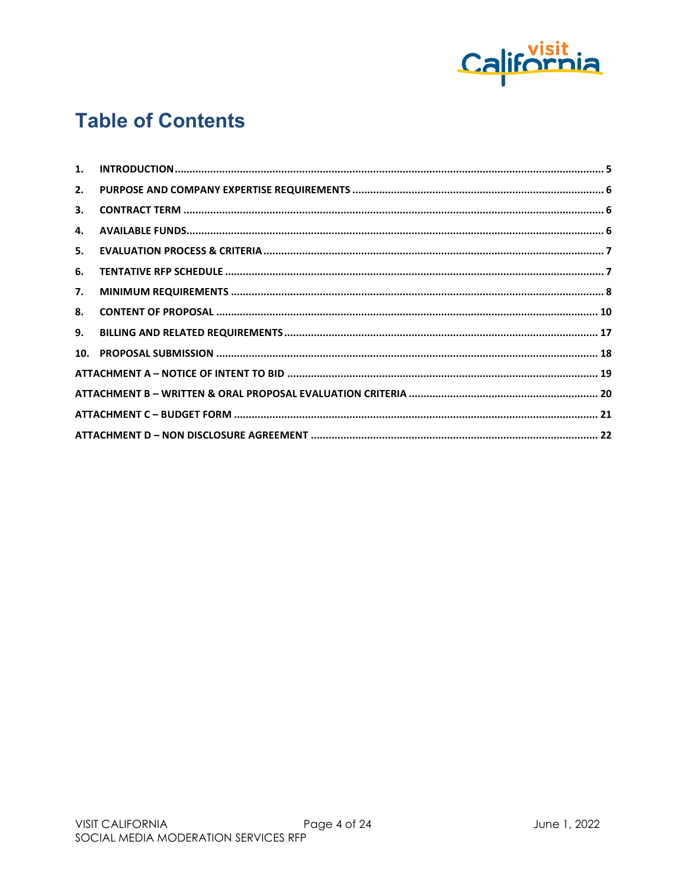# Table of Contents

| | | |
|---|---|---|
| 1. | INTRODUCTION | 5 |
| 2. | PURPOSE AND COMPANY EXPERTISE REQUIREMENTS | 6 |
| 3. | CONTRACT TERM | 6 |
| 4. | AVAILABLE FUNDS | 6 |
| 5. | EVALUATION PROCESS & CRITERIA | 7 |
| 6. | TENTATIVE RFP SCHEDULE | 7 |
| 7. | MINIMUM REQUIREMENTS | 8 |
| 8. | CONTENT OF PROPOSAL | 10 |
| 9. | BILLING AND RELATED REQUIREMENTS | 17 |
| 10. | PROPOSAL SUBMISSION | 18 |
| | ATTACHMENT A – NOTICE OF INTENT TO BID | 19 |
| | ATTACHMENT B – WRITTEN & ORAL PROPOSAL EVALUATION CRITERIA | 20 |
| | ATTACHMENT C – BUDGET FORM | 21 |
| | ATTACHMENT D – NON DISCLOSURE AGREEMENT | 22 |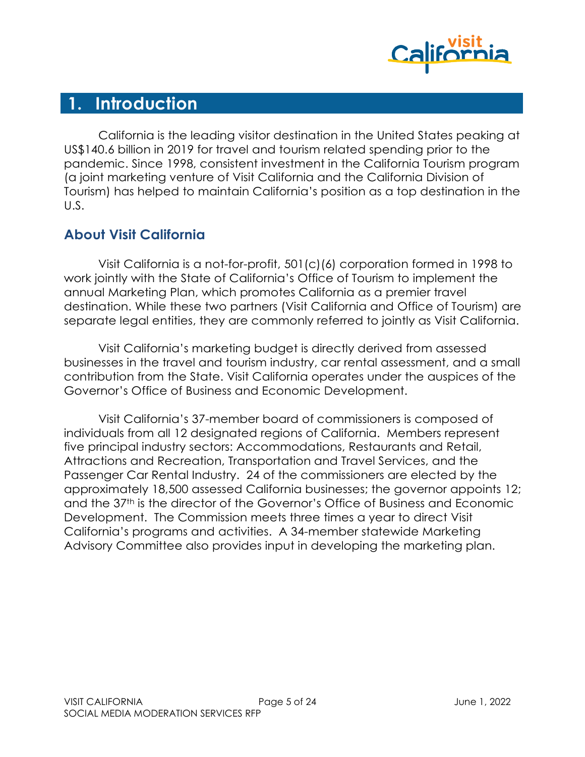# 1. Introduction

California is the leading visitor destination in the United States peaking at US$140.6 billion in 2019 for travel and tourism related spending prior to the pandemic. Since 1998, consistent investment in the California Tourism program (a joint marketing venture of Visit California and the California Division of Tourism) has helped to maintain California's position as a top destination in the U.S.

## About Visit California

Visit California is a not-for-profit, 501(c)(6) corporation formed in 1998 to work jointly with the State of California's Office of Tourism to implement the annual Marketing Plan, which promotes California as a premier travel destination. While these two partners (Visit California and Office of Tourism) are separate legal entities, they are commonly referred to jointly as Visit California.

Visit California's marketing budget is directly derived from assessed businesses in the travel and tourism industry, car rental assessment, and a small contribution from the State. Visit California operates under the auspices of the Governor's Office of Business and Economic Development.

Visit California's 37-member board of commissioners is composed of individuals from all 12 designated regions of California. Members represent five principal industry sectors: Accommodations, Restaurants and Retail, Attractions and Recreation, Transportation and Travel Services, and the Passenger Car Rental Industry. 24 of the commissioners are elected by the approximately 18,500 assessed California businesses; the governor appoints 12; and the 37th is the director of the Governor's Office of Business and Economic Development. The Commission meets three times a year to direct Visit California's programs and activities. A 34-member statewide Marketing Advisory Committee also provides input in developing the marketing plan.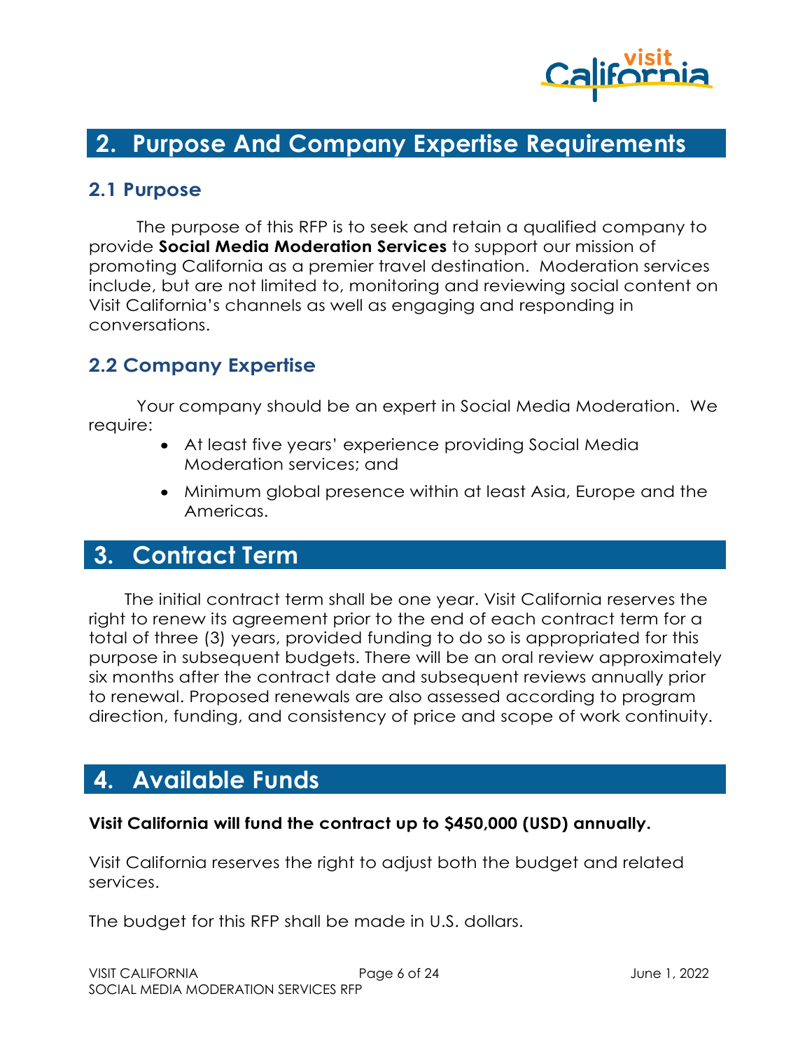## 2. Purpose And Company Expertise Requirements

### 2.1 Purpose

The purpose of this RFP is to seek and retain a qualified company to provide **Social Media Moderation Services** to support our mission of promoting California as a premier travel destination. Moderation services include, but are not limited to, monitoring and reviewing social content on Visit California's channels as well as engaging and responding in conversations.

### 2.2 Company Expertise

Your company should be an expert in Social Media Moderation. We require:

- At least five years' experience providing Social Media Moderation services; and
- Minimum global presence within at least Asia, Europe and the Americas.

## 3. Contract Term

The initial contract term shall be one year. Visit California reserves the right to renew its agreement prior to the end of each contract term for a total of three (3) years, provided funding to do so is appropriated for this purpose in subsequent budgets. There will be an oral review approximately six months after the contract date and subsequent reviews annually prior to renewal. Proposed renewals are also assessed according to program direction, funding, and consistency of price and scope of work continuity.

## 4. Available Funds

**Visit California will fund the contract up to $450,000 (USD) annually.**

Visit California reserves the right to adjust both the budget and related services.

The budget for this RFP shall be made in U.S. dollars.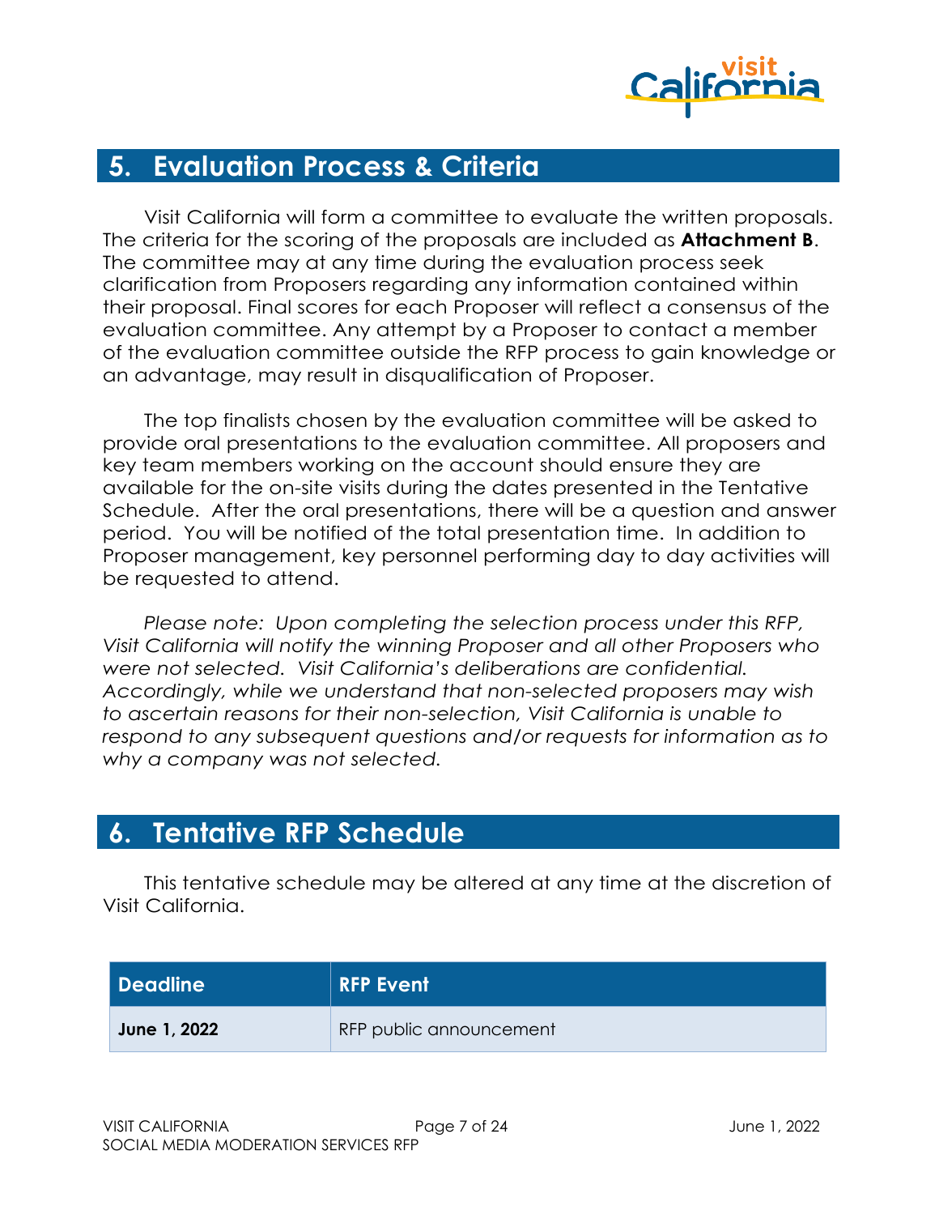## 5. Evaluation Process & Criteria

Visit California will form a committee to evaluate the written proposals. The criteria for the scoring of the proposals are included as **Attachment B**. The committee may at any time during the evaluation process seek clarification from Proposers regarding any information contained within their proposal. Final scores for each Proposer will reflect a consensus of the evaluation committee. Any attempt by a Proposer to contact a member of the evaluation committee outside the RFP process to gain knowledge or an advantage, may result in disqualification of Proposer.

The top finalists chosen by the evaluation committee will be asked to provide oral presentations to the evaluation committee. All proposers and key team members working on the account should ensure they are available for the on-site visits during the dates presented in the Tentative Schedule. After the oral presentations, there will be a question and answer period. You will be notified of the total presentation time. In addition to Proposer management, key personnel performing day to day activities will be requested to attend.

*Please note: Upon completing the selection process under this RFP, Visit California will notify the winning Proposer and all other Proposers who were not selected. Visit California's deliberations are confidential. Accordingly, while we understand that non-selected proposers may wish to ascertain reasons for their non-selection, Visit California is unable to respond to any subsequent questions and/or requests for information as to why a company was not selected.*

## 6. Tentative RFP Schedule

This tentative schedule may be altered at any time at the discretion of Visit California.

| Deadline | RFP Event |
|---|---|
| **June 1, 2022** | RFP public announcement |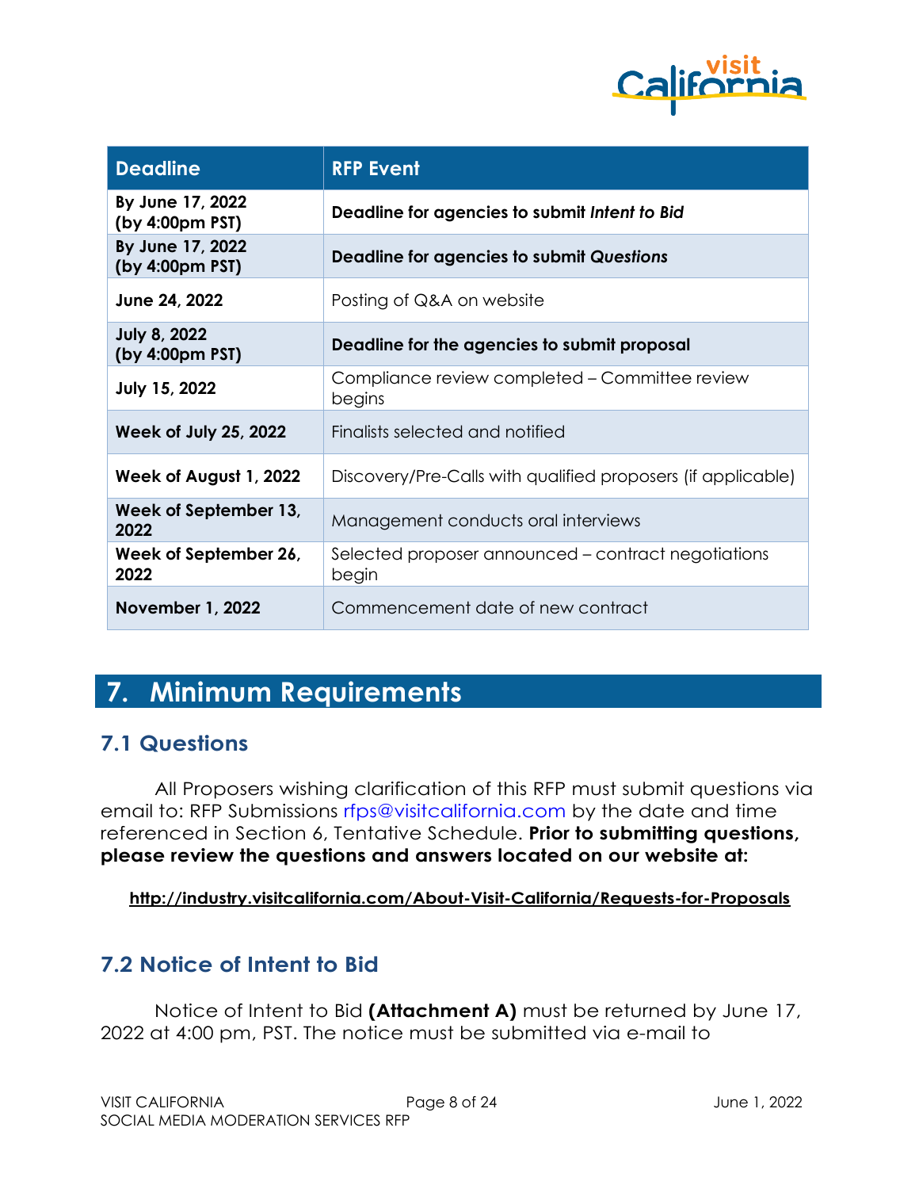| Deadline | RFP Event |
| --- | --- |
| **By June 17, 2022 (by 4:00pm PST)** | **Deadline for agencies to submit *Intent to Bid*** |
| **By June 17, 2022 (by 4:00pm PST)** | **Deadline for agencies to submit *Questions*** |
| **June 24, 2022** | Posting of Q&A on website |
| **July 8, 2022 (by 4:00pm PST)** | **Deadline for the agencies to submit proposal** |
| **July 15, 2022** | Compliance review completed – Committee review begins |
| **Week of July 25, 2022** | Finalists selected and notified |
| **Week of August 1, 2022** | Discovery/Pre-Calls with qualified proposers (if applicable) |
| **Week of September 13, 2022** | Management conducts oral interviews |
| **Week of September 26, 2022** | Selected proposer announced – contract negotiations begin |
| **November 1, 2022** | Commencement date of new contract |

# 7. Minimum Requirements

## 7.1 Questions

All Proposers wishing clarification of this RFP must submit questions via email to: RFP Submissions rfps@visitcalifornia.com by the date and time referenced in Section 6, Tentative Schedule. **Prior to submitting questions, please review the questions and answers located on our website at:**

**http://industry.visitcalifornia.com/About-Visit-California/Requests-for-Proposals**

## 7.2 Notice of Intent to Bid

Notice of Intent to Bid **(Attachment A)** must be returned by June 17, 2022 at 4:00 pm, PST. The notice must be submitted via e-mail to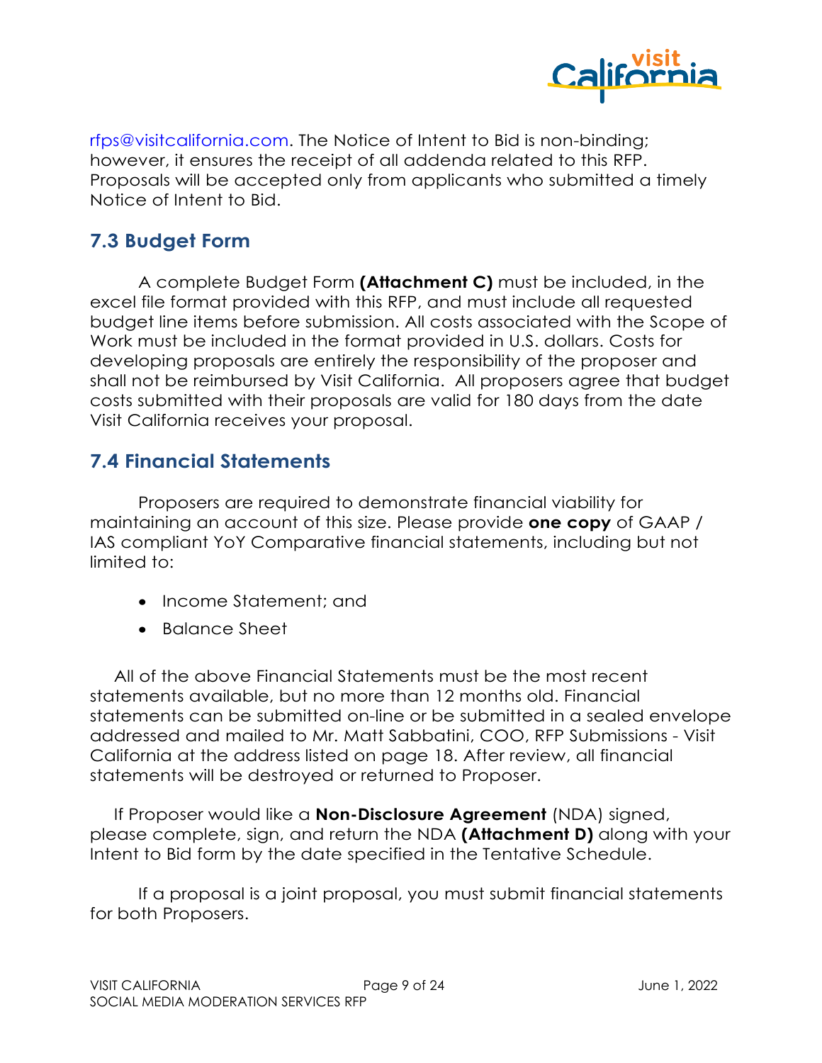rfps@visitcalifornia.com. The Notice of Intent to Bid is non-binding; however, it ensures the receipt of all addenda related to this RFP. Proposals will be accepted only from applicants who submitted a timely Notice of Intent to Bid.

## 7.3 Budget Form

A complete Budget Form **(Attachment C)** must be included, in the excel file format provided with this RFP, and must include all requested budget line items before submission. All costs associated with the Scope of Work must be included in the format provided in U.S. dollars. Costs for developing proposals are entirely the responsibility of the proposer and shall not be reimbursed by Visit California. All proposers agree that budget costs submitted with their proposals are valid for 180 days from the date Visit California receives your proposal.

## 7.4 Financial Statements

Proposers are required to demonstrate financial viability for maintaining an account of this size. Please provide **one copy** of GAAP / IAS compliant YoY Comparative financial statements, including but not limited to:

- Income Statement; and
- Balance Sheet

All of the above Financial Statements must be the most recent statements available, but no more than 12 months old. Financial statements can be submitted on-line or be submitted in a sealed envelope addressed and mailed to Mr. Matt Sabbatini, COO, RFP Submissions - Visit California at the address listed on page 18. After review, all financial statements will be destroyed or returned to Proposer.

If Proposer would like a **Non-Disclosure Agreement** (NDA) signed, please complete, sign, and return the NDA **(Attachment D)** along with your Intent to Bid form by the date specified in the Tentative Schedule.

If a proposal is a joint proposal, you must submit financial statements for both Proposers.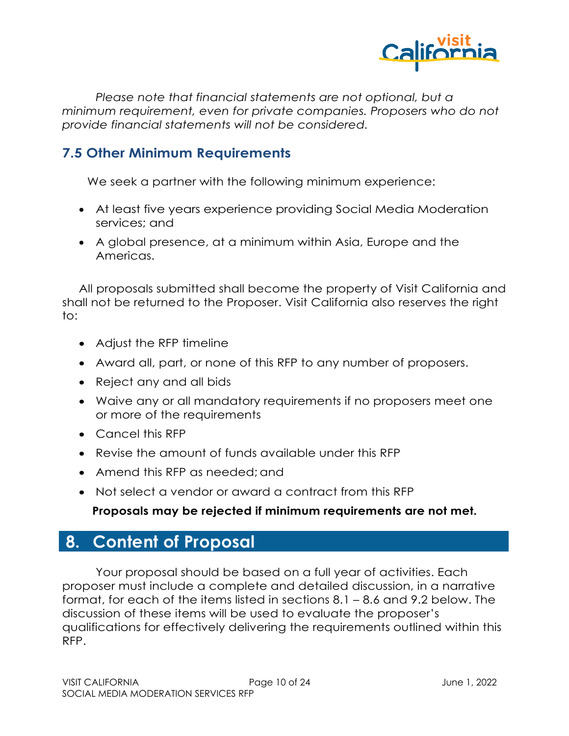*Please note that financial statements are not optional, but a minimum requirement, even for private companies. Proposers who do not provide financial statements will not be considered.*

### 7.5 Other Minimum Requirements

We seek a partner with the following minimum experience:

- At least five years experience providing Social Media Moderation services; and
- A global presence, at a minimum within Asia, Europe and the Americas.

All proposals submitted shall become the property of Visit California and shall not be returned to the Proposer. Visit California also reserves the right to:

- Adjust the RFP timeline
- Award all, part, or none of this RFP to any number of proposers.
- Reject any and all bids
- Waive any or all mandatory requirements if no proposers meet one or more of the requirements
- Cancel this RFP
- Revise the amount of funds available under this RFP
- Amend this RFP as needed; and
- Not select a vendor or award a contract from this RFP

**Proposals may be rejected if minimum requirements are not met.**

## 8. Content of Proposal

Your proposal should be based on a full year of activities. Each proposer must include a complete and detailed discussion, in a narrative format, for each of the items listed in sections 8.1 – 8.6 and 9.2 below. The discussion of these items will be used to evaluate the proposer's qualifications for effectively delivering the requirements outlined within this RFP.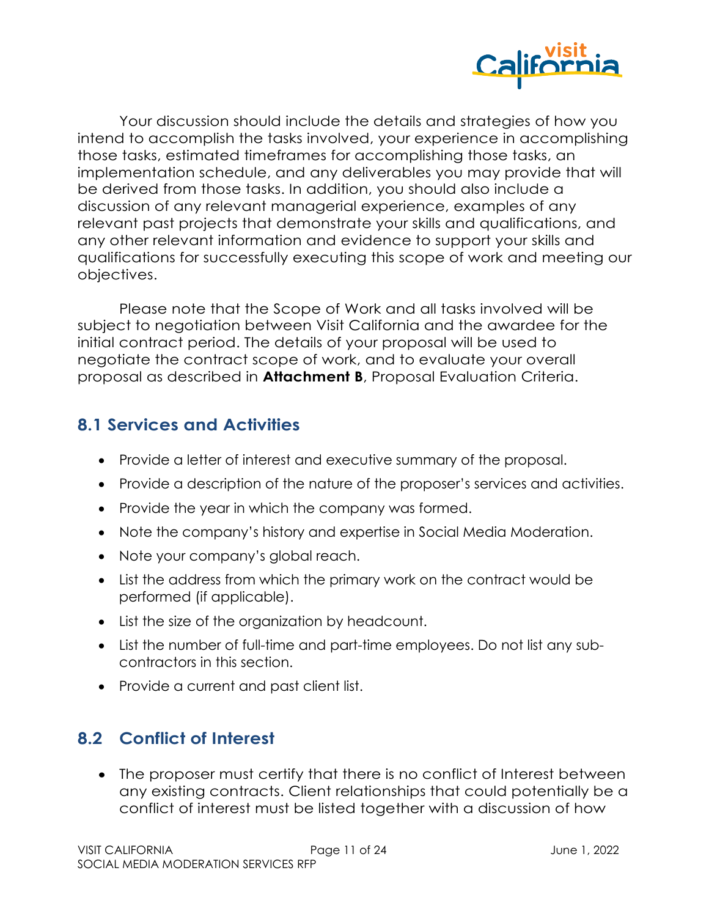Your discussion should include the details and strategies of how you intend to accomplish the tasks involved, your experience in accomplishing those tasks, estimated timeframes for accomplishing those tasks, an implementation schedule, and any deliverables you may provide that will be derived from those tasks. In addition, you should also include a discussion of any relevant managerial experience, examples of any relevant past projects that demonstrate your skills and qualifications, and any other relevant information and evidence to support your skills and qualifications for successfully executing this scope of work and meeting our objectives.

Please note that the Scope of Work and all tasks involved will be subject to negotiation between Visit California and the awardee for the initial contract period. The details of your proposal will be used to negotiate the contract scope of work, and to evaluate your overall proposal as described in **Attachment B**, Proposal Evaluation Criteria.

## 8.1 Services and Activities

- Provide a letter of interest and executive summary of the proposal.
- Provide a description of the nature of the proposer's services and activities.
- Provide the year in which the company was formed.
- Note the company's history and expertise in Social Media Moderation.
- Note your company's global reach.
- List the address from which the primary work on the contract would be performed (if applicable).
- List the size of the organization by headcount.
- List the number of full-time and part-time employees. Do not list any sub-contractors in this section.
- Provide a current and past client list.

## 8.2 Conflict of Interest

- The proposer must certify that there is no conflict of Interest between any existing contracts. Client relationships that could potentially be a conflict of interest must be listed together with a discussion of how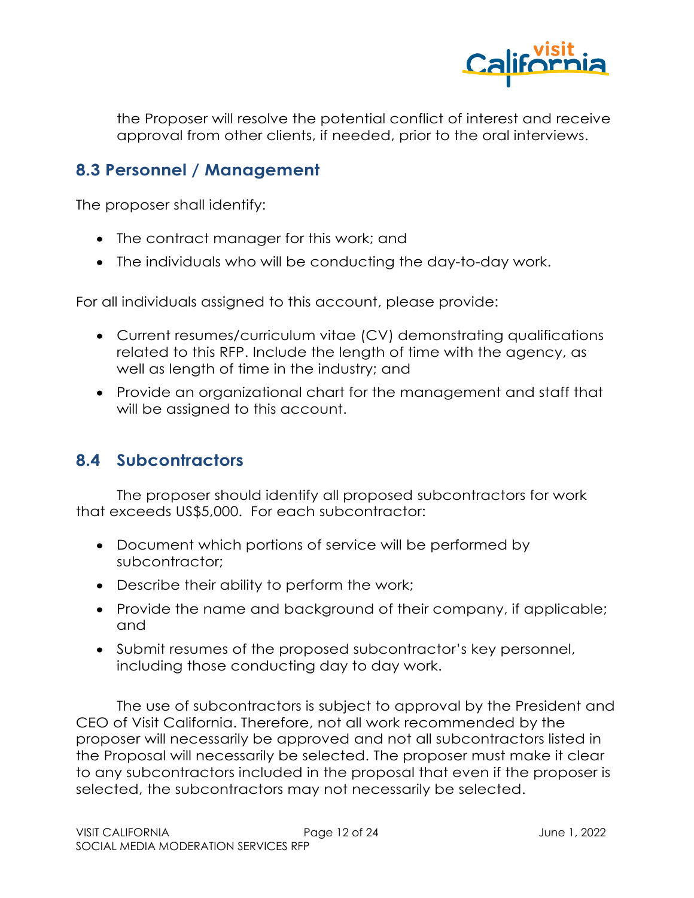the Proposer will resolve the potential conflict of interest and receive approval from other clients, if needed, prior to the oral interviews.

## 8.3 Personnel / Management

The proposer shall identify:

- The contract manager for this work; and
- The individuals who will be conducting the day-to-day work.

For all individuals assigned to this account, please provide:

- Current resumes/curriculum vitae (CV) demonstrating qualifications related to this RFP. Include the length of time with the agency, as well as length of time in the industry; and
- Provide an organizational chart for the management and staff that will be assigned to this account.

## 8.4 Subcontractors

The proposer should identify all proposed subcontractors for work that exceeds US$5,000. For each subcontractor:

- Document which portions of service will be performed by subcontractor;
- Describe their ability to perform the work;
- Provide the name and background of their company, if applicable; and
- Submit resumes of the proposed subcontractor's key personnel, including those conducting day to day work.

The use of subcontractors is subject to approval by the President and CEO of Visit California. Therefore, not all work recommended by the proposer will necessarily be approved and not all subcontractors listed in the Proposal will necessarily be selected. The proposer must make it clear to any subcontractors included in the proposal that even if the proposer is selected, the subcontractors may not necessarily be selected.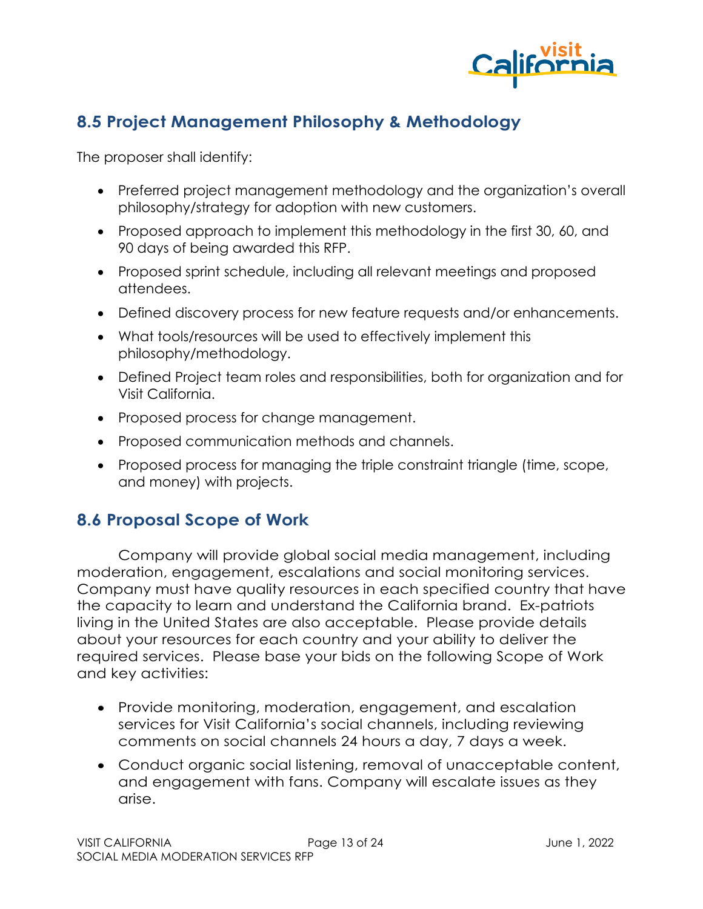## 8.5 Project Management Philosophy & Methodology

The proposer shall identify:

- Preferred project management methodology and the organization's overall philosophy/strategy for adoption with new customers.
- Proposed approach to implement this methodology in the first 30, 60, and 90 days of being awarded this RFP.
- Proposed sprint schedule, including all relevant meetings and proposed attendees.
- Defined discovery process for new feature requests and/or enhancements.
- What tools/resources will be used to effectively implement this philosophy/methodology.
- Defined Project team roles and responsibilities, both for organization and for Visit California.
- Proposed process for change management.
- Proposed communication methods and channels.
- Proposed process for managing the triple constraint triangle (time, scope, and money) with projects.

## 8.6 Proposal Scope of Work

Company will provide global social media management, including moderation, engagement, escalations and social monitoring services. Company must have quality resources in each specified country that have the capacity to learn and understand the California brand. Ex-patriots living in the United States are also acceptable. Please provide details about your resources for each country and your ability to deliver the required services. Please base your bids on the following Scope of Work and key activities:

- Provide monitoring, moderation, engagement, and escalation services for Visit California's social channels, including reviewing comments on social channels 24 hours a day, 7 days a week.
- Conduct organic social listening, removal of unacceptable content, and engagement with fans. Company will escalate issues as they arise.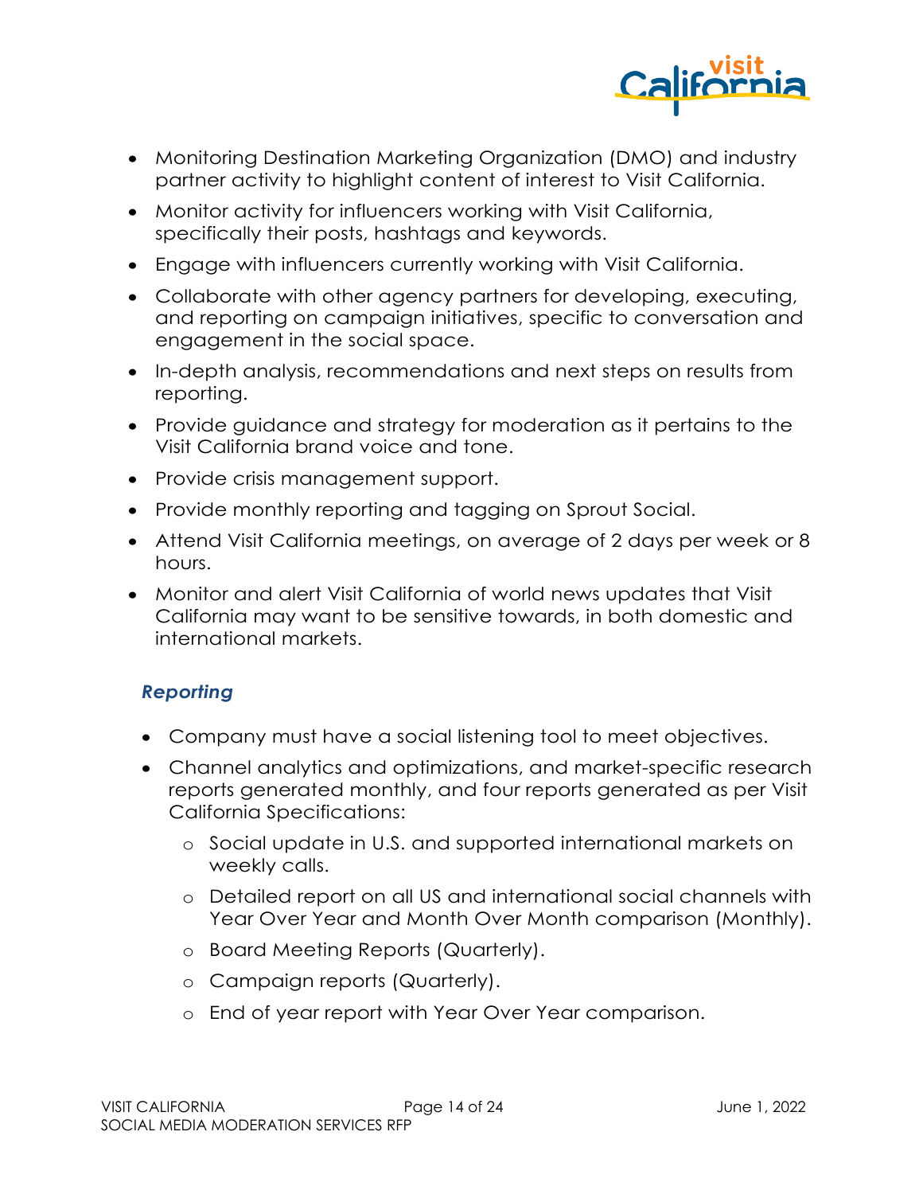- Monitoring Destination Marketing Organization (DMO) and industry partner activity to highlight content of interest to Visit California.
- Monitor activity for influencers working with Visit California, specifically their posts, hashtags and keywords.
- Engage with influencers currently working with Visit California.
- Collaborate with other agency partners for developing, executing, and reporting on campaign initiatives, specific to conversation and engagement in the social space.
- In-depth analysis, recommendations and next steps on results from reporting.
- Provide guidance and strategy for moderation as it pertains to the Visit California brand voice and tone.
- Provide crisis management support.
- Provide monthly reporting and tagging on Sprout Social.
- Attend Visit California meetings, on average of 2 days per week or 8 hours.
- Monitor and alert Visit California of world news updates that Visit California may want to be sensitive towards, in both domestic and international markets.

### *Reporting*

- Company must have a social listening tool to meet objectives.
- Channel analytics and optimizations, and market-specific research reports generated monthly, and four reports generated as per Visit California Specifications:
  - Social update in U.S. and supported international markets on weekly calls.
  - Detailed report on all US and international social channels with Year Over Year and Month Over Month comparison (Monthly).
  - Board Meeting Reports (Quarterly).
  - Campaign reports (Quarterly).
  - End of year report with Year Over Year comparison.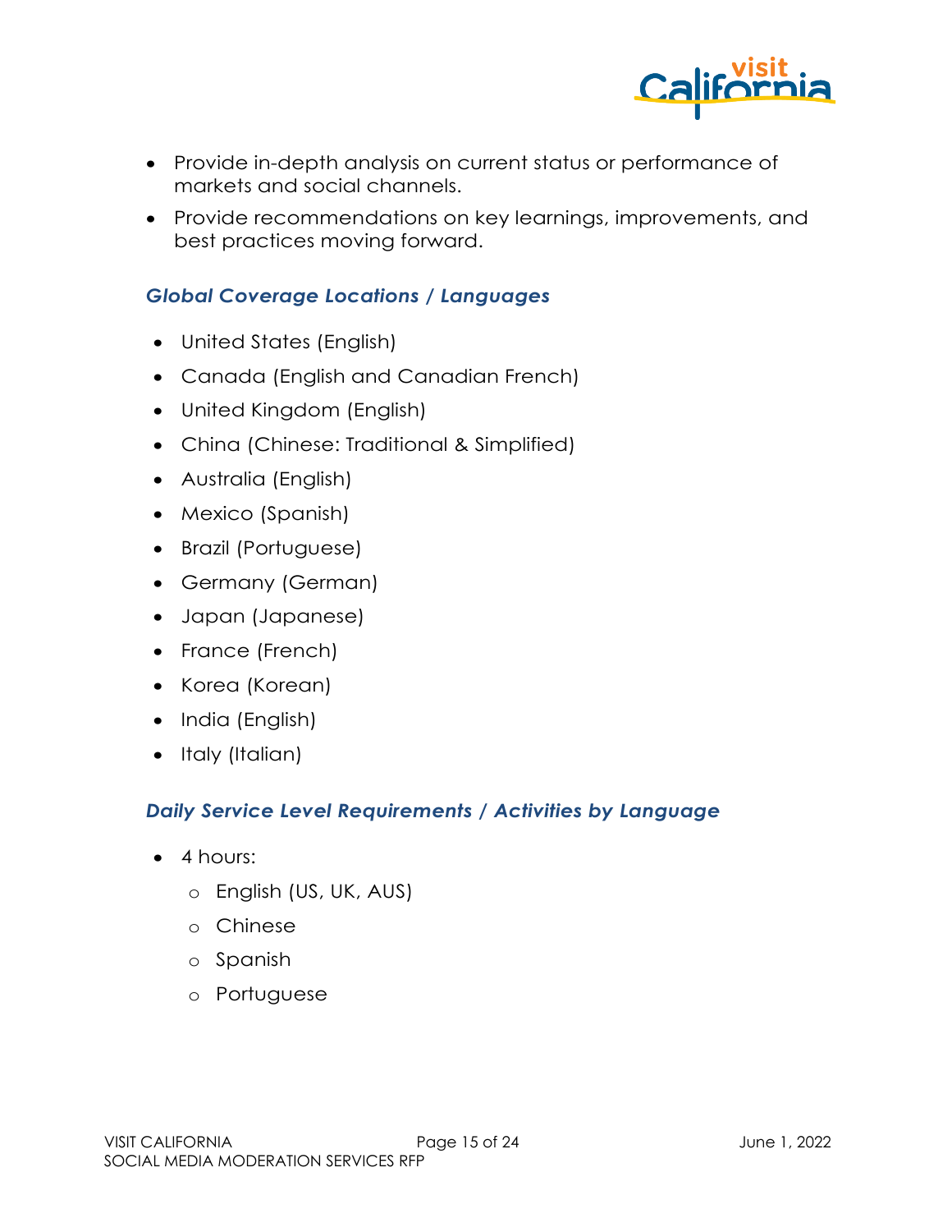- Provide in-depth analysis on current status or performance of markets and social channels.
- Provide recommendations on key learnings, improvements, and best practices moving forward.

### *Global Coverage Locations / Languages*

- United States (English)
- Canada (English and Canadian French)
- United Kingdom (English)
- China (Chinese: Traditional & Simplified)
- Australia (English)
- Mexico (Spanish)
- Brazil (Portuguese)
- Germany (German)
- Japan (Japanese)
- France (French)
- Korea (Korean)
- India (English)
- Italy (Italian)

### *Daily Service Level Requirements / Activities by Language*

- 4 hours:
  - English (US, UK, AUS)
  - Chinese
  - Spanish
  - Portuguese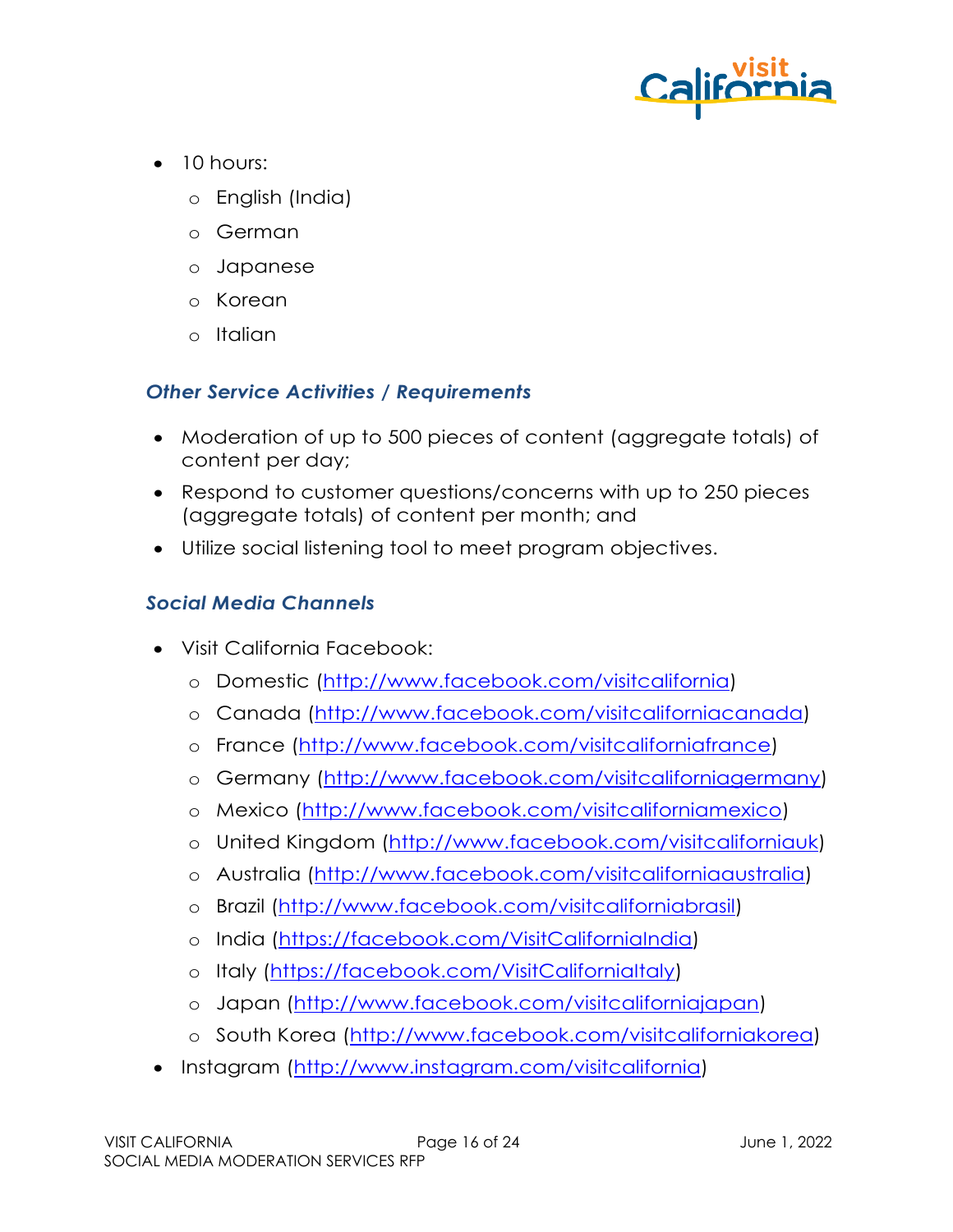- 10 hours:
  - English (India)
  - German
  - Japanese
  - Korean
  - Italian

### *Other Service Activities / Requirements*

- Moderation of up to 500 pieces of content (aggregate totals) of content per day;
- Respond to customer questions/concerns with up to 250 pieces (aggregate totals) of content per month; and
- Utilize social listening tool to meet program objectives.

### *Social Media Channels*

- Visit California Facebook:
  - Domestic (http://www.facebook.com/visitcalifornia)
  - Canada (http://www.facebook.com/visitcaliforniacanada)
  - France (http://www.facebook.com/visitcaliforniafrance)
  - Germany (http://www.facebook.com/visitcaliforniagermany)
  - Mexico (http://www.facebook.com/visitcaliforniamexico)
  - United Kingdom (http://www.facebook.com/visitcaliforniauk)
  - Australia (http://www.facebook.com/visitcaliforniaaustralia)
  - Brazil (http://www.facebook.com/visitcaliforniabrasil)
  - India (https://facebook.com/VisitCaliforniaIndia)
  - Italy (https://facebook.com/VisitCaliforniaItaly)
  - Japan (http://www.facebook.com/visitcaliforniajapan)
  - South Korea (http://www.facebook.com/visitcaliforniakorea)
- Instagram (http://www.instagram.com/visitcalifornia)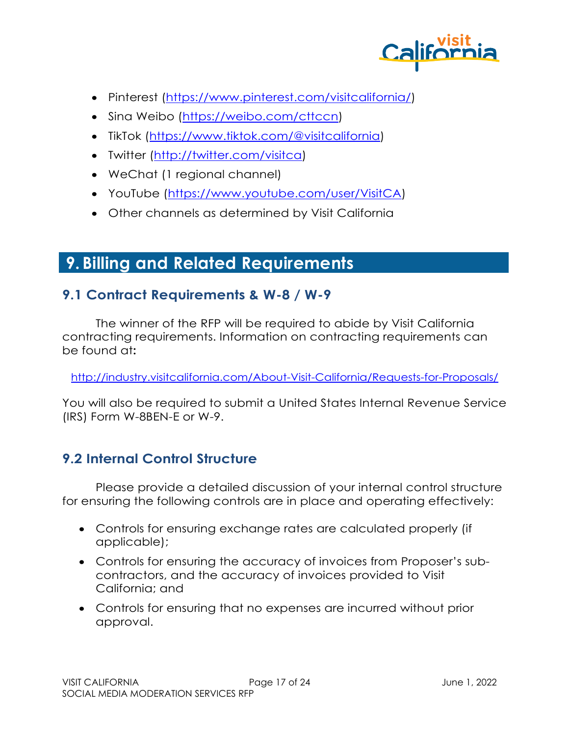- Pinterest (https://www.pinterest.com/visitcalifornia/)
- Sina Weibo (https://weibo.com/cttccn)
- TikTok (https://www.tiktok.com/@visitcalifornia)
- Twitter (http://twitter.com/visitca)
- WeChat (1 regional channel)
- YouTube (https://www.youtube.com/user/VisitCA)
- Other channels as determined by Visit California

# 9. Billing and Related Requirements

## 9.1 Contract Requirements & W-8 / W-9

The winner of the RFP will be required to abide by Visit California contracting requirements. Information on contracting requirements can be found at**:**

http://industry.visitcalifornia.com/About-Visit-California/Requests-for-Proposals/

You will also be required to submit a United States Internal Revenue Service (IRS) Form W-8BEN-E or W-9.

## 9.2 Internal Control Structure

Please provide a detailed discussion of your internal control structure for ensuring the following controls are in place and operating effectively:

- Controls for ensuring exchange rates are calculated properly (if applicable);
- Controls for ensuring the accuracy of invoices from Proposer's sub-contractors, and the accuracy of invoices provided to Visit California; and
- Controls for ensuring that no expenses are incurred without prior approval.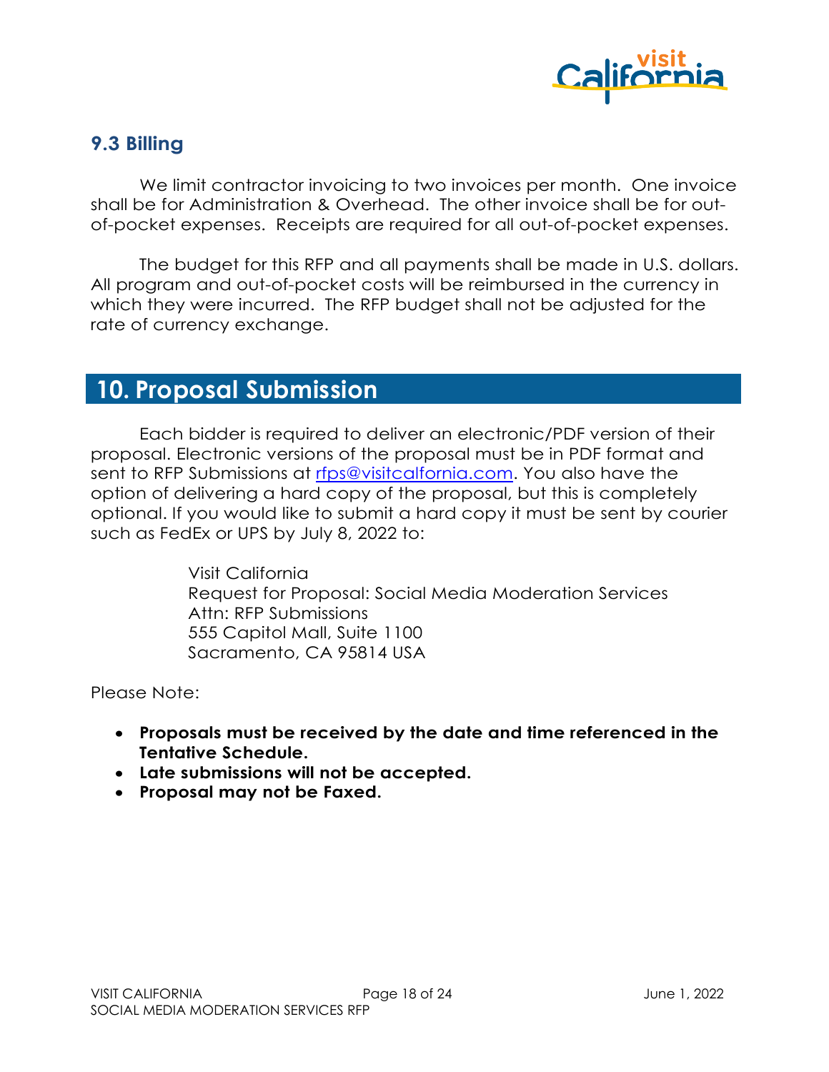### 9.3 Billing

We limit contractor invoicing to two invoices per month. One invoice shall be for Administration & Overhead. The other invoice shall be for out-of-pocket expenses. Receipts are required for all out-of-pocket expenses.

The budget for this RFP and all payments shall be made in U.S. dollars. All program and out-of-pocket costs will be reimbursed in the currency in which they were incurred. The RFP budget shall not be adjusted for the rate of currency exchange.

## 10. Proposal Submission

Each bidder is required to deliver an electronic/PDF version of their proposal. Electronic versions of the proposal must be in PDF format and sent to RFP Submissions at rfps@visitcalifornia.com. You also have the option of delivering a hard copy of the proposal, but this is completely optional. If you would like to submit a hard copy it must be sent by courier such as FedEx or UPS by July 8, 2022 to:

Visit California
Request for Proposal: Social Media Moderation Services
Attn: RFP Submissions
555 Capitol Mall, Suite 1100
Sacramento, CA 95814 USA

Please Note:

- **Proposals must be received by the date and time referenced in the Tentative Schedule.**
- **Late submissions will not be accepted.**
- **Proposal may not be Faxed.**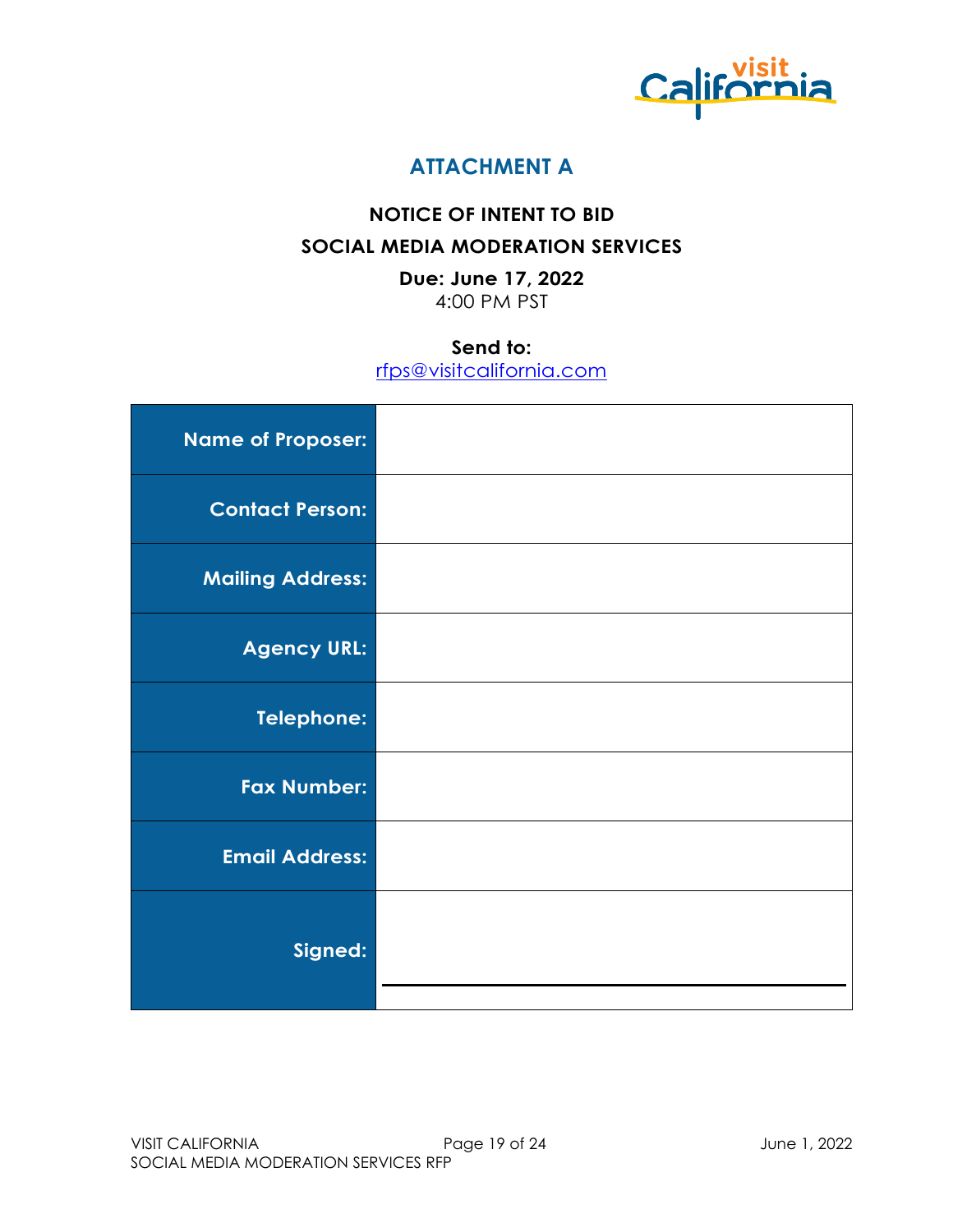# ATTACHMENT A

**NOTICE OF INTENT TO BID**

**SOCIAL MEDIA MODERATION SERVICES**

**Due: June 17, 2022**
4:00 PM PST

**Send to:**
rfps@visitcalifornia.com

| | |
|---|---|
| **Name of Proposer:** | |
| **Contact Person:** | |
| **Mailing Address:** | |
| **Agency URL:** | |
| **Telephone:** | |
| **Fax Number:** | |
| **Email Address:** | |
| **Signed:** | |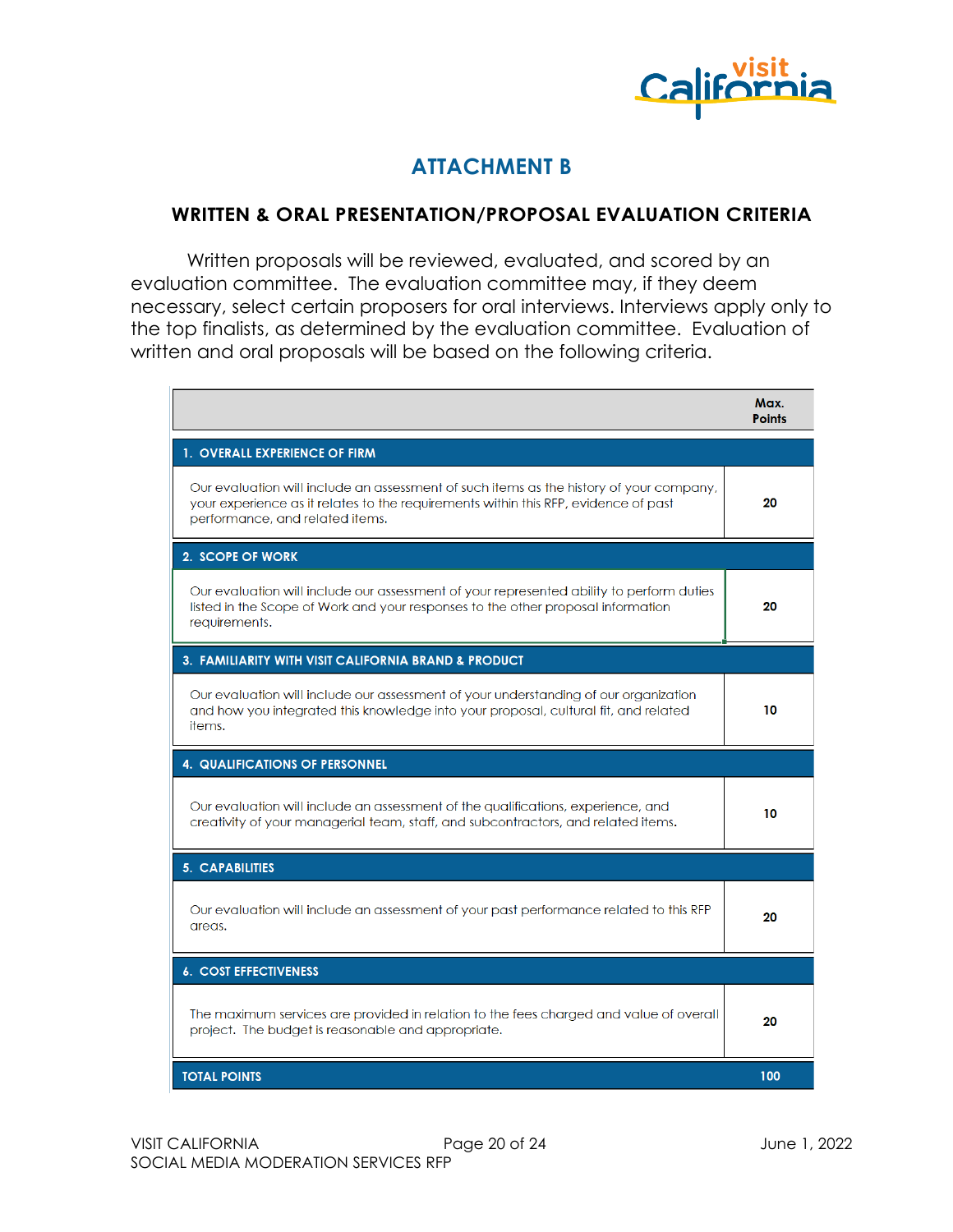# ATTACHMENT B

## WRITTEN & ORAL PRESENTATION/PROPOSAL EVALUATION CRITERIA

Written proposals will be reviewed, evaluated, and scored by an evaluation committee. The evaluation committee may, if they deem necessary, select certain proposers for oral interviews. Interviews apply only to the top finalists, as determined by the evaluation committee. Evaluation of written and oral proposals will be based on the following criteria.

| | Max. Points |
|---|---|
| **1. OVERALL EXPERIENCE OF FIRM** | |
| Our evaluation will include an assessment of such items as the history of your company, your experience as it relates to the requirements within this RFP, evidence of past performance, and related items. | 20 |
| **2. SCOPE OF WORK** | |
| Our evaluation will include our assessment of your represented ability to perform duties listed in the Scope of Work and your responses to the other proposal information requirements. | 20 |
| **3. FAMILIARITY WITH VISIT CALIFORNIA BRAND & PRODUCT** | |
| Our evaluation will include our assessment of your understanding of our organization and how you integrated this knowledge into your proposal, cultural fit, and related items. | 10 |
| **4. QUALIFICATIONS OF PERSONNEL** | |
| Our evaluation will include an assessment of the qualifications, experience, and creativity of your managerial team, staff, and subcontractors, and related items. | 10 |
| **5. CAPABILITIES** | |
| Our evaluation will include an assessment of your past performance related to this RFP areas. | 20 |
| **6. COST EFFECTIVENESS** | |
| The maximum services are provided in relation to the fees charged and value of overall project. The budget is reasonable and appropriate. | 20 |
| **TOTAL POINTS** | **100** |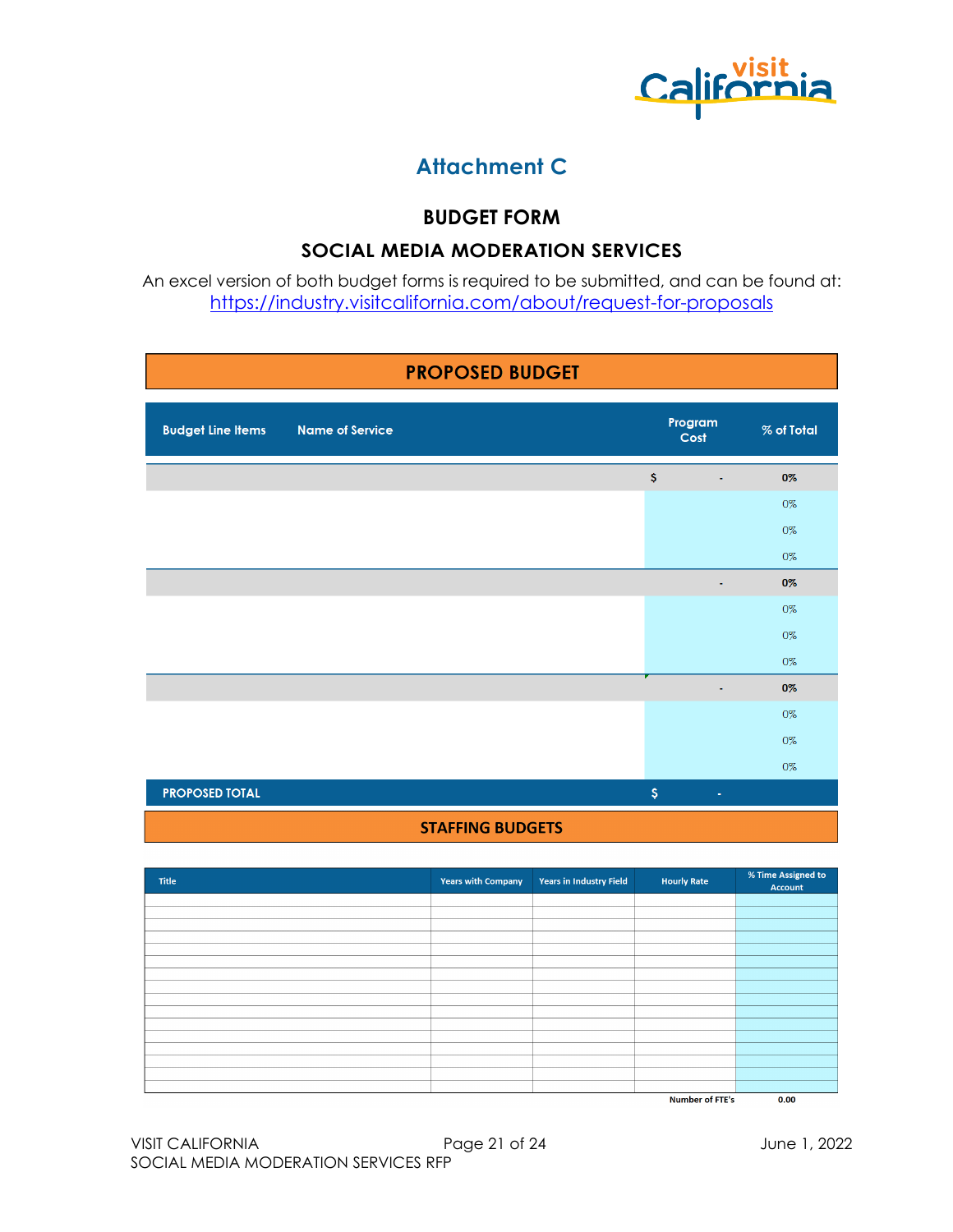# Attachment C

## BUDGET FORM

## SOCIAL MEDIA MODERATION SERVICES

An excel version of both budget forms is required to be submitted, and can be found at:
https://industry.visitcalifornia.com/about/request-for-proposals

### PROPOSED BUDGET

| Budget Line Items | Name of Service | Program Cost | % of Total |
|---|---|---|---|
| | | $ - | 0% |
| | | | 0% |
| | | | 0% |
| | | | 0% |
| | | - | 0% |
| | | | 0% |
| | | | 0% |
| | | | 0% |
| | | - | 0% |
| | | | 0% |
| | | | 0% |
| | | | 0% |
| PROPOSED TOTAL | | $ - | |

### STAFFING BUDGETS

| Title | Years with Company | Years in Industry Field | Hourly Rate | % Time Assigned to Account |
|---|---|---|---|---|
| | | | | |
| | | | | |
| | | | | |
| | | | | |
| | | | | |
| | | | | |
| | | | | |
| | | | | |
| | | | | |
| | | | | |
| | | | | |
| | | | | |
| | | | | |
| | | | | |
| | | | | |
| | | | | |
| | | | Number of FTE's | 0.00 |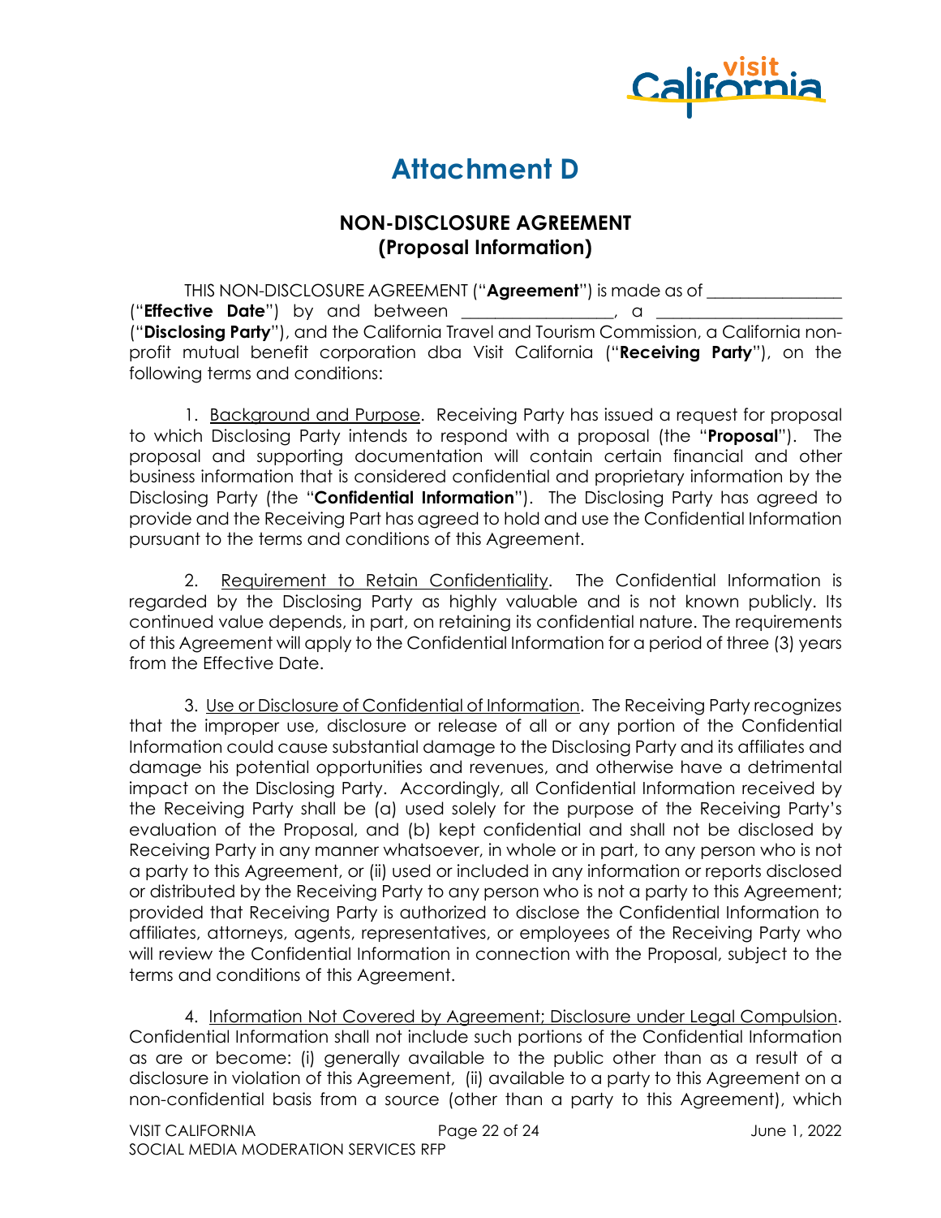# Attachment D

## NON-DISCLOSURE AGREEMENT
## (Proposal Information)

THIS NON-DISCLOSURE AGREEMENT ("**Agreement**") is made as of _______________ ("**Effective Date**") by and between _________________, a _____________________ ("**Disclosing Party**"), and the California Travel and Tourism Commission, a California non-profit mutual benefit corporation dba Visit California ("**Receiving Party**"), on the following terms and conditions:

1. Background and Purpose. Receiving Party has issued a request for proposal to which Disclosing Party intends to respond with a proposal (the "**Proposal**"). The proposal and supporting documentation will contain certain financial and other business information that is considered confidential and proprietary information by the Disclosing Party (the "**Confidential Information**"). The Disclosing Party has agreed to provide and the Receiving Part has agreed to hold and use the Confidential Information pursuant to the terms and conditions of this Agreement.

2. Requirement to Retain Confidentiality. The Confidential Information is regarded by the Disclosing Party as highly valuable and is not known publicly. Its continued value depends, in part, on retaining its confidential nature. The requirements of this Agreement will apply to the Confidential Information for a period of three (3) years from the Effective Date.

3. Use or Disclosure of Confidential of Information. The Receiving Party recognizes that the improper use, disclosure or release of all or any portion of the Confidential Information could cause substantial damage to the Disclosing Party and its affiliates and damage his potential opportunities and revenues, and otherwise have a detrimental impact on the Disclosing Party. Accordingly, all Confidential Information received by the Receiving Party shall be (a) used solely for the purpose of the Receiving Party's evaluation of the Proposal, and (b) kept confidential and shall not be disclosed by Receiving Party in any manner whatsoever, in whole or in part, to any person who is not a party to this Agreement, or (ii) used or included in any information or reports disclosed or distributed by the Receiving Party to any person who is not a party to this Agreement; provided that Receiving Party is authorized to disclose the Confidential Information to affiliates, attorneys, agents, representatives, or employees of the Receiving Party who will review the Confidential Information in connection with the Proposal, subject to the terms and conditions of this Agreement.

4. Information Not Covered by Agreement; Disclosure under Legal Compulsion. Confidential Information shall not include such portions of the Confidential Information as are or become: (i) generally available to the public other than as a result of a disclosure in violation of this Agreement, (ii) available to a party to this Agreement on a non-confidential basis from a source (other than a party to this Agreement), which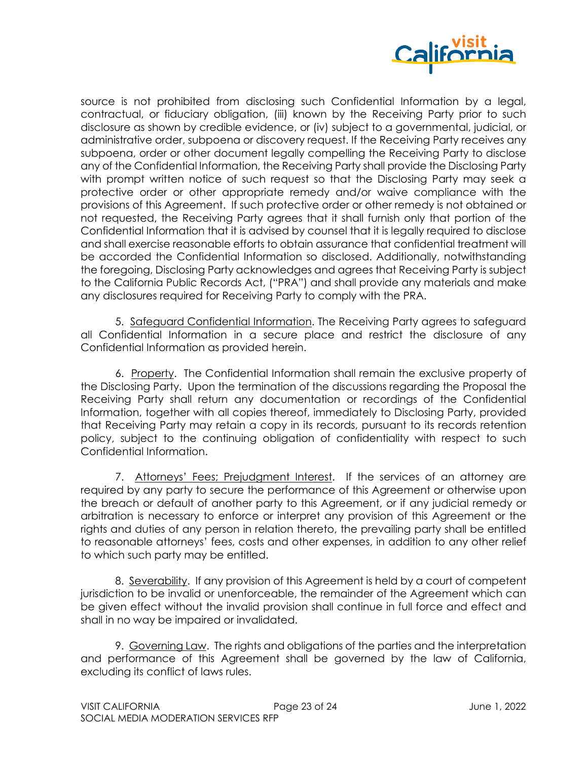source is not prohibited from disclosing such Confidential Information by a legal, contractual, or fiduciary obligation, (iii) known by the Receiving Party prior to such disclosure as shown by credible evidence, or (iv) subject to a governmental, judicial, or administrative order, subpoena or discovery request. If the Receiving Party receives any subpoena, order or other document legally compelling the Receiving Party to disclose any of the Confidential Information, the Receiving Party shall provide the Disclosing Party with prompt written notice of such request so that the Disclosing Party may seek a protective order or other appropriate remedy and/or waive compliance with the provisions of this Agreement. If such protective order or other remedy is not obtained or not requested, the Receiving Party agrees that it shall furnish only that portion of the Confidential Information that it is advised by counsel that it is legally required to disclose and shall exercise reasonable efforts to obtain assurance that confidential treatment will be accorded the Confidential Information so disclosed. Additionally, notwithstanding the foregoing, Disclosing Party acknowledges and agrees that Receiving Party is subject to the California Public Records Act, ("PRA") and shall provide any materials and make any disclosures required for Receiving Party to comply with the PRA.

5. Safeguard Confidential Information. The Receiving Party agrees to safeguard all Confidential Information in a secure place and restrict the disclosure of any Confidential Information as provided herein.

6. Property. The Confidential Information shall remain the exclusive property of the Disclosing Party. Upon the termination of the discussions regarding the Proposal the Receiving Party shall return any documentation or recordings of the Confidential Information, together with all copies thereof, immediately to Disclosing Party, provided that Receiving Party may retain a copy in its records, pursuant to its records retention policy, subject to the continuing obligation of confidentiality with respect to such Confidential Information.

7. Attorneys' Fees; Prejudgment Interest. If the services of an attorney are required by any party to secure the performance of this Agreement or otherwise upon the breach or default of another party to this Agreement, or if any judicial remedy or arbitration is necessary to enforce or interpret any provision of this Agreement or the rights and duties of any person in relation thereto, the prevailing party shall be entitled to reasonable attorneys' fees, costs and other expenses, in addition to any other relief to which such party may be entitled.

8. Severability. If any provision of this Agreement is held by a court of competent jurisdiction to be invalid or unenforceable, the remainder of the Agreement which can be given effect without the invalid provision shall continue in full force and effect and shall in no way be impaired or invalidated.

9. Governing Law. The rights and obligations of the parties and the interpretation and performance of this Agreement shall be governed by the law of California, excluding its conflict of laws rules.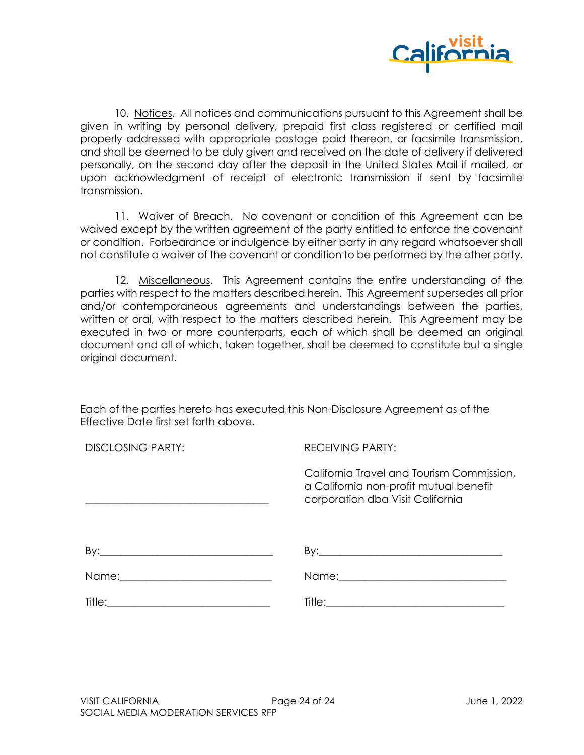10. Notices. All notices and communications pursuant to this Agreement shall be given in writing by personal delivery, prepaid first class registered or certified mail properly addressed with appropriate postage paid thereon, or facsimile transmission, and shall be deemed to be duly given and received on the date of delivery if delivered personally, on the second day after the deposit in the United States Mail if mailed, or upon acknowledgment of receipt of electronic transmission if sent by facsimile transmission.

11. Waiver of Breach. No covenant or condition of this Agreement can be waived except by the written agreement of the party entitled to enforce the covenant or condition. Forbearance or indulgence by either party in any regard whatsoever shall not constitute a waiver of the covenant or condition to be performed by the other party.

12. Miscellaneous. This Agreement contains the entire understanding of the parties with respect to the matters described herein. This Agreement supersedes all prior and/or contemporaneous agreements and understandings between the parties, written or oral, with respect to the matters described herein. This Agreement may be executed in two or more counterparts, each of which shall be deemed an original document and all of which, taken together, shall be deemed to constitute but a single original document.

Each of the parties hereto has executed this Non-Disclosure Agreement as of the Effective Date first set forth above.

| | |
|---|---|
| DISCLOSING PARTY: | RECEIVING PARTY: |
| ______________________________ | California Travel and Tourism Commission, a California non-profit mutual benefit corporation dba Visit California |
| By:____________________________ | By:____________________________ |
| Name:__________________________ | Name:__________________________ |
| Title:__________________________ | Title:__________________________ |